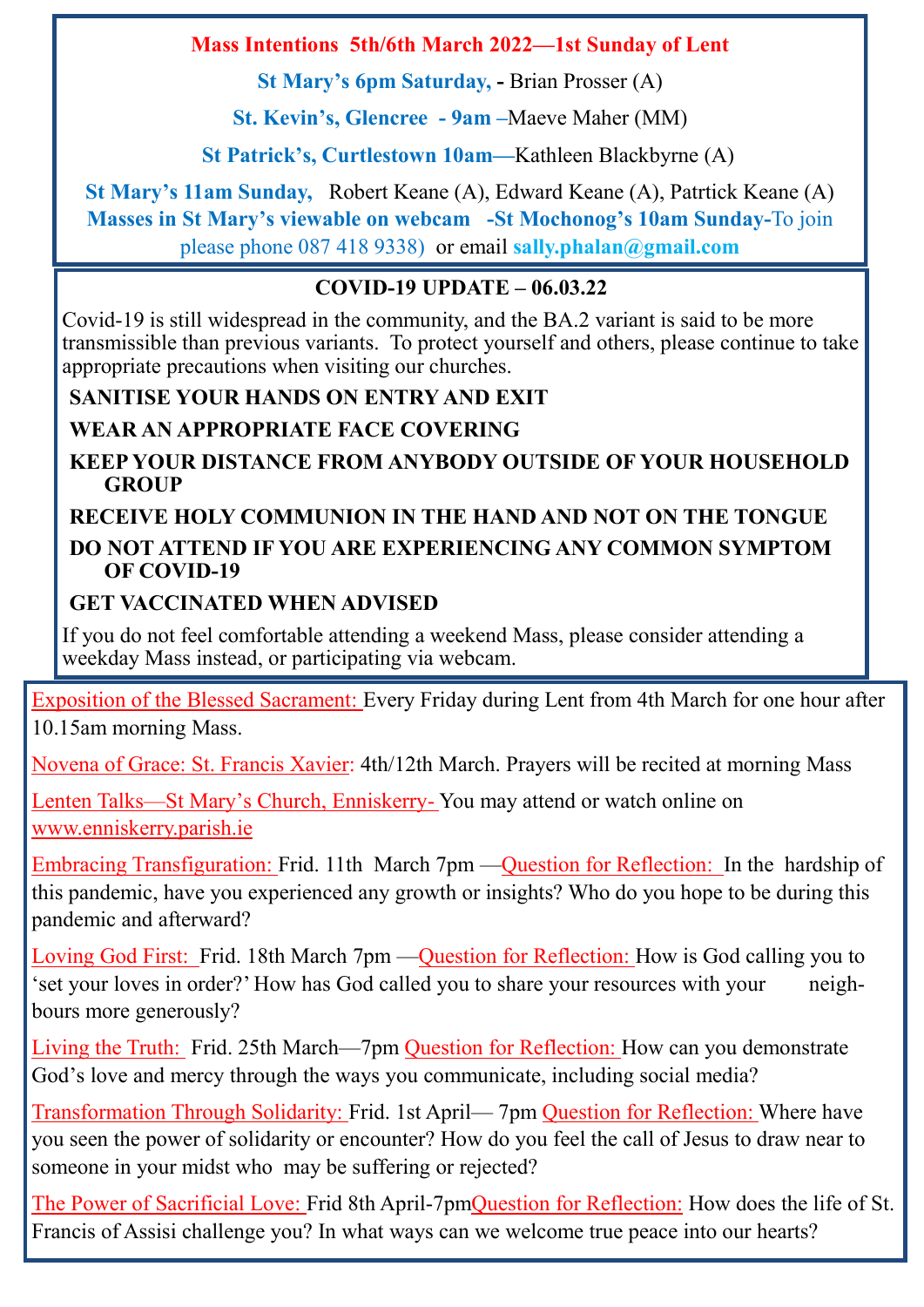## Mass Intentions 5th/6th March 2022—1st Sunday of Lent

**St Mary's 6pm Saturday,** - Brian Prosser (A)

**St. Kevin's, Glencree - 9am** –Maeve Maher (MM)

**St Patrick's, Curtlestown 10am**—Kathleen Blackbyrne (A)

**St Mary's 11am Sunday,** Robert Keane (A), Edward Keane (A), Patrtick Keane (A)

**Masses in St Mary's viewable on webcam -St Mochonog's 10am Sunday-**To join please phone 087 418 9338) or email **sally.phalan@gmail.com**

## COVID-19 UPDATE – 06.03.22

Covid-19 is still widespread in the community, and the BA.2 variant is said to be more transmissible than previous variants. To protect yourself and others, please continue to take appropriate precautions when visiting our churches.

- **SANITISE YOUR HANDS ON ENTRY AND EXIT**
- **WEAR AN APPROPRIATE FACE COVERING**
- **KEEP YOUR DISTANCE FROM ANYBODY OUTSIDE OF YOUR HOUSEHOLD GROUP**
- **RECEIVE HOLY COMMUNION IN THE HAND AND NOT ON THE TONGUE**
- **DO NOT ATTEND IF YOU ARE EXPERIENCING ANY COMMON SYMPTOM OF COVID-19**
- **GET VACCINATED WHEN ADVISED**

If you do not feel comfortable attending a weekend Mass, please consider attending a weekday Mass instead, or participating via webcam.

Exposition of the Blessed Sacrament: Every Friday during Lent from 4th March for one hour after 10.15am morning Mass.

Novena of Grace: St. Francis Xavier: 4th/12th March. Prayers will be recited at morning Mass

Lenten Talks—St Mary's Church, Enniskerry- You may attend or watch online on www.enniskerry.parish.ie

Embracing Transfiguration: Frid. 11th March 7pm —Question for Reflection: In the hardship of this pandemic, have you experienced any growth or insights? Who do you hope to be during this pandemic and afterward?

Loving God First: Frid. 18th March 7pm —Question for Reflection: How is God calling you to 'set your loves in order?' How has God called you to share your resources with your neighbours more generously?

Living the Truth: Frid. 25th March—7pm Question for Reflection: How can you demonstrate God's love and mercy through the ways you communicate, including social media?

Transformation Through Solidarity: Frid. 1st April— 7pm Question for Reflection: Where have you seen the power of solidarity or encounter? How do you feel the call of Jesus to draw near to someone in your midst who may be suffering or rejected?

The Power of Sacrificial Love: Frid 8th April-7pm Question for Reflection: How does the life of St. Francis of Assisi challenge you? In what ways can we welcome true peace into our hearts?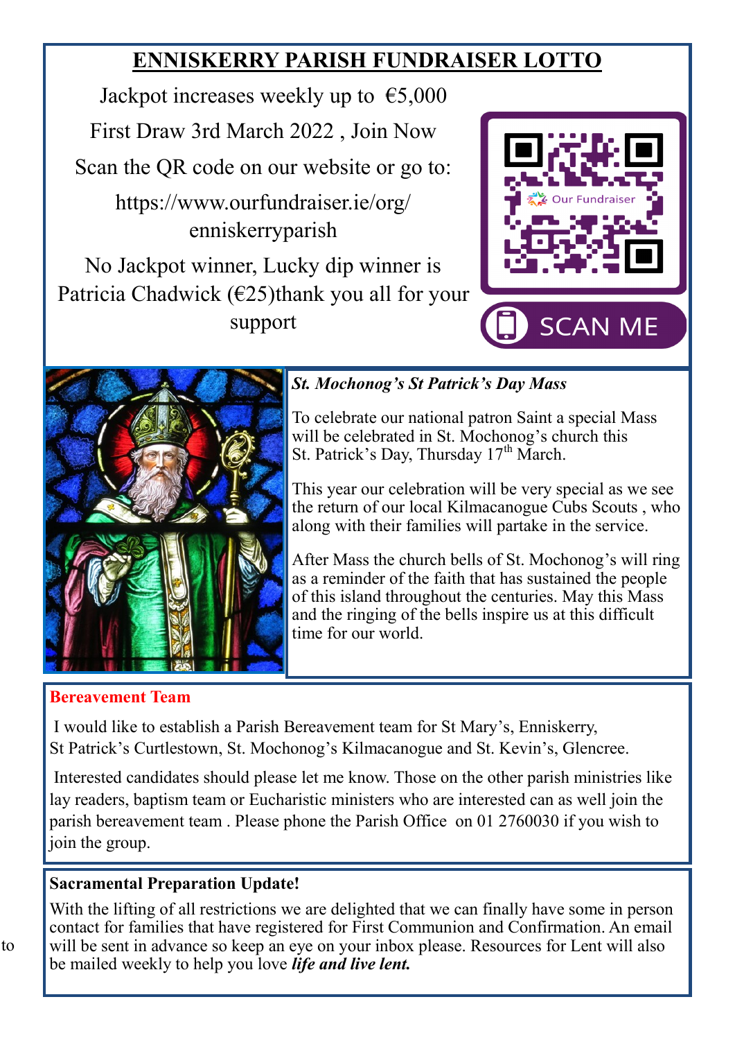## ENNISKERRY PARISH FUNDRAISER LOTTO

Jackpot increases weekly up to €5,000

First Draw 3rd March 2022 , Join Now

Scan the QR code on our website or go to:

https://www.ourfundraiser.ie/org/enniskerryparish

No Jackpot winner, Lucky dip winner is Patricia Chadwick (€25)thank you all for your support

Our Fundraiser

SCAN ME

### *St. Mochonog's St Patrick's Day Mass*

To celebrate our national patron Saint a special Mass will be celebrated in St. Mochonog's church this St. Patrick's Day, Thursday 17th March.

This year our celebration will be very special as we see the return of our local Kilmacanogue Cubs Scouts , who along with their families will partake in the service.

After Mass the church bells of St. Mochonog's will ring as a reminder of the faith that has sustained the people of this island throughout the centuries. May this Mass and the ringing of the bells inspire us at this difficult time for our world.

### Bereavement Team

I would like to establish a Parish Bereavement team for St Mary's, Enniskerry, St Patrick's Curtlestown, St. Mochonog's Kilmacanogue and St. Kevin's, Glencree.

Interested candidates should please let me know. Those on the other parish ministries like lay readers, baptism team or Eucharistic ministers who are interested can as well join the parish bereavement team . Please phone the Parish Office on 01 2760030 if you wish to join the group.

### Sacramental Preparation Update!

With the lifting of all restrictions we are delighted that we can finally have some in person contact for families that have registered for First Communion and Confirmation. An email will be sent in advance so keep an eye on your inbox please. Resources for Lent will also be mailed weekly to help you love ***life and live lent.***

to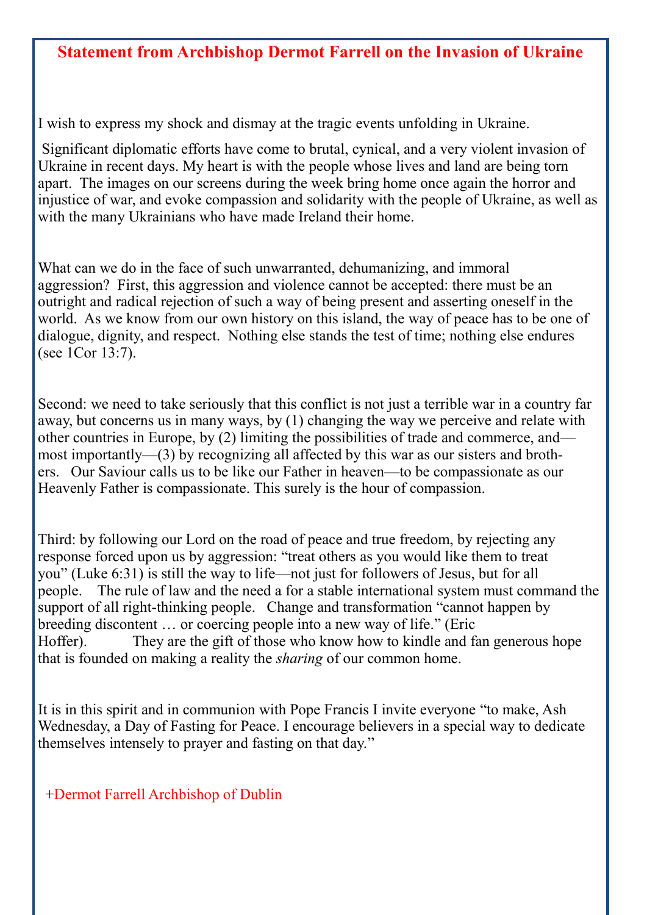# Statement from Archbishop Dermot Farrell on the Invasion of Ukraine

I wish to express my shock and dismay at the tragic events unfolding in Ukraine.

Significant diplomatic efforts have come to brutal, cynical, and a very violent invasion of Ukraine in recent days. My heart is with the people whose lives and land are being torn apart. The images on our screens during the week bring home once again the horror and injustice of war, and evoke compassion and solidarity with the people of Ukraine, as well as with the many Ukrainians who have made Ireland their home.

What can we do in the face of such unwarranted, dehumanizing, and immoral aggression? First, this aggression and violence cannot be accepted: there must be an outright and radical rejection of such a way of being present and asserting oneself in the world. As we know from our own history on this island, the way of peace has to be one of dialogue, dignity, and respect. Nothing else stands the test of time; nothing else endures (see 1Cor 13:7).

Second: we need to take seriously that this conflict is not just a terrible war in a country far away, but concerns us in many ways, by (1) changing the way we perceive and relate with other countries in Europe, by (2) limiting the possibilities of trade and commerce, and—most importantly—(3) by recognizing all affected by this war as our sisters and brothers. Our Saviour calls us to be like our Father in heaven—to be compassionate as our Heavenly Father is compassionate. This surely is the hour of compassion.

Third: by following our Lord on the road of peace and true freedom, by rejecting any response forced upon us by aggression: "treat others as you would like them to treat you" (Luke 6:31) is still the way to life—not just for followers of Jesus, but for all people. The rule of law and the need a for a stable international system must command the support of all right-thinking people. Change and transformation "cannot happen by breeding discontent … or coercing people into a new way of life." (Eric Hoffer). They are the gift of those who know how to kindle and fan generous hope that is founded on making a reality the *sharing* of our common home.

It is in this spirit and in communion with Pope Francis I invite everyone "to make, Ash Wednesday, a Day of Fasting for Peace. I encourage believers in a special way to dedicate themselves intensely to prayer and fasting on that day."

+Dermot Farrell Archbishop of Dublin